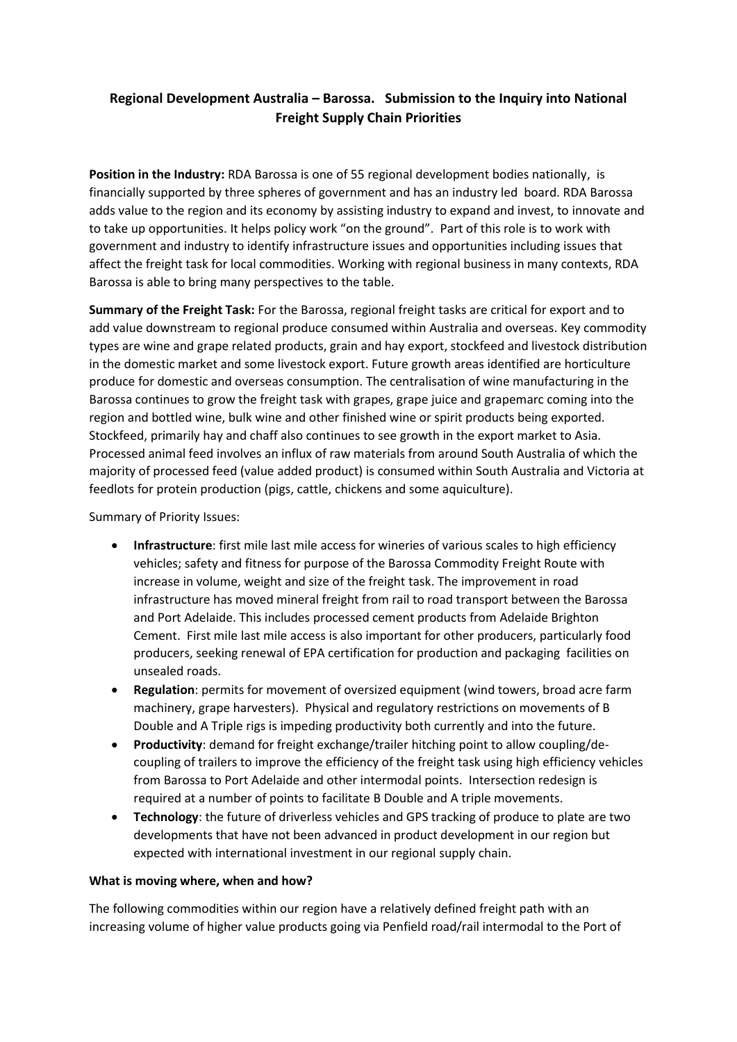# Regional Development Australia – Barossa. Submission to the Inquiry into National Freight Supply Chain Priorities

**Position in the Industry:** RDA Barossa is one of 55 regional development bodies nationally, is financially supported by three spheres of government and has an industry led board. RDA Barossa adds value to the region and its economy by assisting industry to expand and invest, to innovate and to take up opportunities. It helps policy work "on the ground". Part of this role is to work with government and industry to identify infrastructure issues and opportunities including issues that affect the freight task for local commodities. Working with regional business in many contexts, RDA Barossa is able to bring many perspectives to the table.

**Summary of the Freight Task:** For the Barossa, regional freight tasks are critical for export and to add value downstream to regional produce consumed within Australia and overseas. Key commodity types are wine and grape related products, grain and hay export, stockfeed and livestock distribution in the domestic market and some livestock export. Future growth areas identified are horticulture produce for domestic and overseas consumption. The centralisation of wine manufacturing in the Barossa continues to grow the freight task with grapes, grape juice and grapemarc coming into the region and bottled wine, bulk wine and other finished wine or spirit products being exported. Stockfeed, primarily hay and chaff also continues to see growth in the export market to Asia. Processed animal feed involves an influx of raw materials from around South Australia of which the majority of processed feed (value added product) is consumed within South Australia and Victoria at feedlots for protein production (pigs, cattle, chickens and some aquiculture).

Summary of Priority Issues:

- **Infrastructure**: first mile last mile access for wineries of various scales to high efficiency vehicles; safety and fitness for purpose of the Barossa Commodity Freight Route with increase in volume, weight and size of the freight task. The improvement in road infrastructure has moved mineral freight from rail to road transport between the Barossa and Port Adelaide. This includes processed cement products from Adelaide Brighton Cement. First mile last mile access is also important for other producers, particularly food producers, seeking renewal of EPA certification for production and packaging facilities on unsealed roads.
- **Regulation**: permits for movement of oversized equipment (wind towers, broad acre farm machinery, grape harvesters). Physical and regulatory restrictions on movements of B Double and A Triple rigs is impeding productivity both currently and into the future.
- **Productivity**: demand for freight exchange/trailer hitching point to allow coupling/de-coupling of trailers to improve the efficiency of the freight task using high efficiency vehicles from Barossa to Port Adelaide and other intermodal points. Intersection redesign is required at a number of points to facilitate B Double and A triple movements.
- **Technology**: the future of driverless vehicles and GPS tracking of produce to plate are two developments that have not been advanced in product development in our region but expected with international investment in our regional supply chain.

**What is moving where, when and how?**

The following commodities within our region have a relatively defined freight path with an increasing volume of higher value products going via Penfield road/rail intermodal to the Port of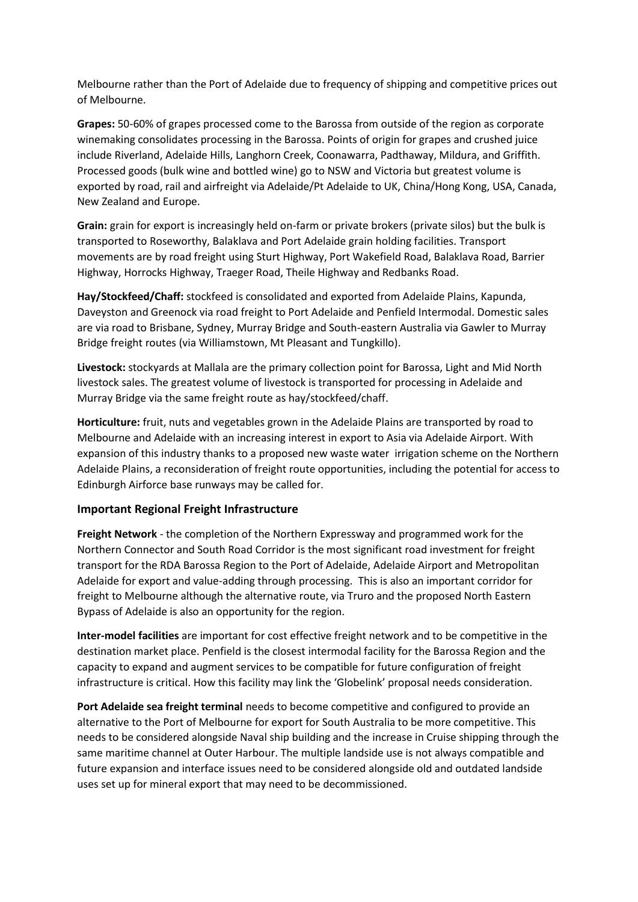Melbourne rather than the Port of Adelaide due to frequency of shipping and competitive prices out of Melbourne.

**Grapes:** 50-60% of grapes processed come to the Barossa from outside of the region as corporate winemaking consolidates processing in the Barossa. Points of origin for grapes and crushed juice include Riverland, Adelaide Hills, Langhorn Creek, Coonawarra, Padthaway, Mildura, and Griffith. Processed goods (bulk wine and bottled wine) go to NSW and Victoria but greatest volume is exported by road, rail and airfreight via Adelaide/Pt Adelaide to UK, China/Hong Kong, USA, Canada, New Zealand and Europe.

**Grain:** grain for export is increasingly held on-farm or private brokers (private silos) but the bulk is transported to Roseworthy, Balaklava and Port Adelaide grain holding facilities. Transport movements are by road freight using Sturt Highway, Port Wakefield Road, Balaklava Road, Barrier Highway, Horrocks Highway, Traeger Road, Theile Highway and Redbanks Road.

**Hay/Stockfeed/Chaff:** stockfeed is consolidated and exported from Adelaide Plains, Kapunda, Daveyston and Greenock via road freight to Port Adelaide and Penfield Intermodal. Domestic sales are via road to Brisbane, Sydney, Murray Bridge and South-eastern Australia via Gawler to Murray Bridge freight routes (via Williamstown, Mt Pleasant and Tungkillo).

**Livestock:** stockyards at Mallala are the primary collection point for Barossa, Light and Mid North livestock sales. The greatest volume of livestock is transported for processing in Adelaide and Murray Bridge via the same freight route as hay/stockfeed/chaff.

**Horticulture:** fruit, nuts and vegetables grown in the Adelaide Plains are transported by road to Melbourne and Adelaide with an increasing interest in export to Asia via Adelaide Airport. With expansion of this industry thanks to a proposed new waste water irrigation scheme on the Northern Adelaide Plains, a reconsideration of freight route opportunities, including the potential for access to Edinburgh Airforce base runways may be called for.

## Important Regional Freight Infrastructure

**Freight Network** - the completion of the Northern Expressway and programmed work for the Northern Connector and South Road Corridor is the most significant road investment for freight transport for the RDA Barossa Region to the Port of Adelaide, Adelaide Airport and Metropolitan Adelaide for export and value-adding through processing. This is also an important corridor for freight to Melbourne although the alternative route, via Truro and the proposed North Eastern Bypass of Adelaide is also an opportunity for the region.

**Inter-model facilities** are important for cost effective freight network and to be competitive in the destination market place. Penfield is the closest intermodal facility for the Barossa Region and the capacity to expand and augment services to be compatible for future configuration of freight infrastructure is critical. How this facility may link the 'Globelink' proposal needs consideration.

**Port Adelaide sea freight terminal** needs to become competitive and configured to provide an alternative to the Port of Melbourne for export for South Australia to be more competitive. This needs to be considered alongside Naval ship building and the increase in Cruise shipping through the same maritime channel at Outer Harbour. The multiple landside use is not always compatible and future expansion and interface issues need to be considered alongside old and outdated landside uses set up for mineral export that may need to be decommissioned.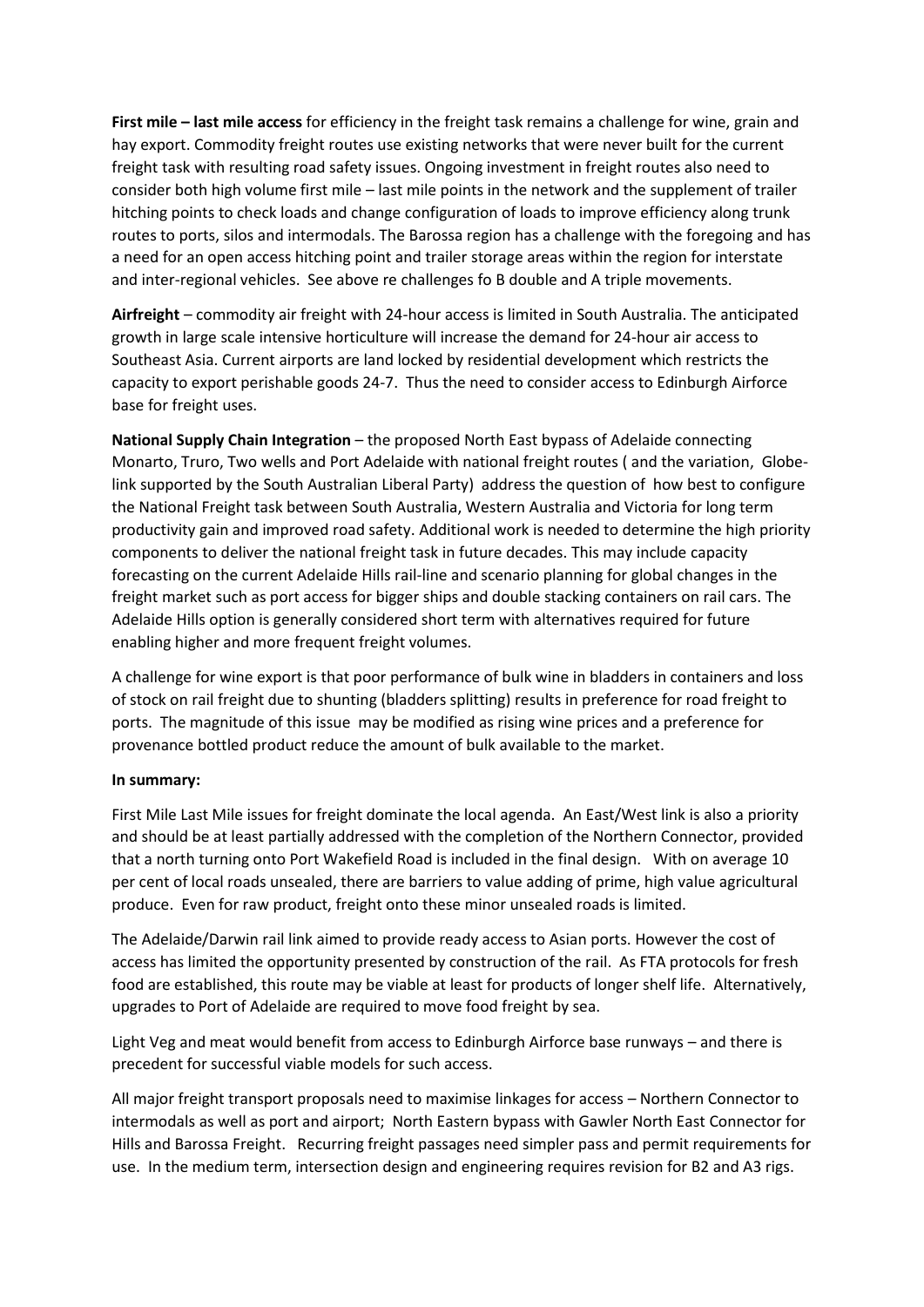**First mile – last mile access** for efficiency in the freight task remains a challenge for wine, grain and hay export. Commodity freight routes use existing networks that were never built for the current freight task with resulting road safety issues. Ongoing investment in freight routes also need to consider both high volume first mile – last mile points in the network and the supplement of trailer hitching points to check loads and change configuration of loads to improve efficiency along trunk routes to ports, silos and intermodals. The Barossa region has a challenge with the foregoing and has a need for an open access hitching point and trailer storage areas within the region for interstate and inter-regional vehicles. See above re challenges fo B double and A triple movements.

**Airfreight** – commodity air freight with 24-hour access is limited in South Australia. The anticipated growth in large scale intensive horticulture will increase the demand for 24-hour air access to Southeast Asia. Current airports are land locked by residential development which restricts the capacity to export perishable goods 24-7. Thus the need to consider access to Edinburgh Airforce base for freight uses.

**National Supply Chain Integration** – the proposed North East bypass of Adelaide connecting Monarto, Truro, Two wells and Port Adelaide with national freight routes ( and the variation, Globe-link supported by the South Australian Liberal Party) address the question of how best to configure the National Freight task between South Australia, Western Australia and Victoria for long term productivity gain and improved road safety. Additional work is needed to determine the high priority components to deliver the national freight task in future decades. This may include capacity forecasting on the current Adelaide Hills rail-line and scenario planning for global changes in the freight market such as port access for bigger ships and double stacking containers on rail cars. The Adelaide Hills option is generally considered short term with alternatives required for future enabling higher and more frequent freight volumes.

A challenge for wine export is that poor performance of bulk wine in bladders in containers and loss of stock on rail freight due to shunting (bladders splitting) results in preference for road freight to ports. The magnitude of this issue may be modified as rising wine prices and a preference for provenance bottled product reduce the amount of bulk available to the market.

**In summary:**

First Mile Last Mile issues for freight dominate the local agenda. An East/West link is also a priority and should be at least partially addressed with the completion of the Northern Connector, provided that a north turning onto Port Wakefield Road is included in the final design. With on average 10 per cent of local roads unsealed, there are barriers to value adding of prime, high value agricultural produce. Even for raw product, freight onto these minor unsealed roads is limited.

The Adelaide/Darwin rail link aimed to provide ready access to Asian ports. However the cost of access has limited the opportunity presented by construction of the rail. As FTA protocols for fresh food are established, this route may be viable at least for products of longer shelf life. Alternatively, upgrades to Port of Adelaide are required to move food freight by sea.

Light Veg and meat would benefit from access to Edinburgh Airforce base runways – and there is precedent for successful viable models for such access.

All major freight transport proposals need to maximise linkages for access – Northern Connector to intermodals as well as port and airport; North Eastern bypass with Gawler North East Connector for Hills and Barossa Freight. Recurring freight passages need simpler pass and permit requirements for use. In the medium term, intersection design and engineering requires revision for B2 and A3 rigs.